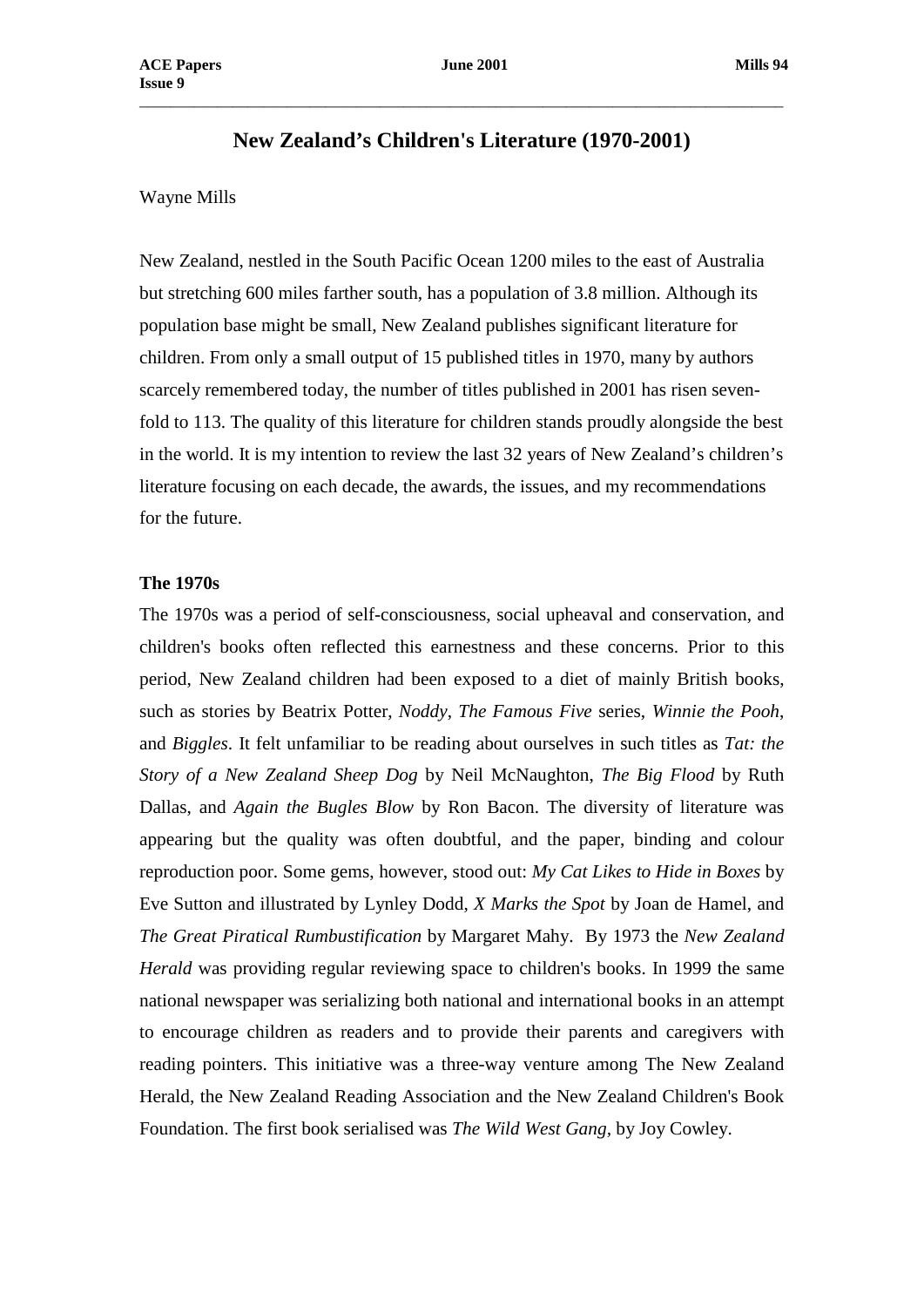# New Zealand's Children's Literature (1970-2001)

Wayne Mills

New Zealand, nestled in the South Pacific Ocean 1200 miles to the east of Australia but stretching 600 miles farther south, has a population of 3.8 million. Although its population base might be small, New Zealand publishes significant literature for children. From only a small output of 15 published titles in 1970, many by authors scarcely remembered today, the number of titles published in 2001 has risen seven-fold to 113. The quality of this literature for children stands proudly alongside the best in the world. It is my intention to review the last 32 years of New Zealand's children's literature focusing on each decade, the awards, the issues, and my recommendations for the future.

## The 1970s

The 1970s was a period of self-consciousness, social upheaval and conservation, and children's books often reflected this earnestness and these concerns. Prior to this period, New Zealand children had been exposed to a diet of mainly British books, such as stories by Beatrix Potter, *Noddy*, *The Famous Five* series, *Winnie the Pooh*, and *Biggles*. It felt unfamiliar to be reading about ourselves in such titles as *Tat: the Story of a New Zealand Sheep Dog* by Neil McNaughton, *The Big Flood* by Ruth Dallas, and *Again the Bugles Blow* by Ron Bacon. The diversity of literature was appearing but the quality was often doubtful, and the paper, binding and colour reproduction poor. Some gems, however, stood out: *My Cat Likes to Hide in Boxes* by Eve Sutton and illustrated by Lynley Dodd, *X Marks the Spot* by Joan de Hamel, and *The Great Piratical Rumbustification* by Margaret Mahy. By 1973 the *New Zealand Herald* was providing regular reviewing space to children's books. In 1999 the same national newspaper was serializing both national and international books in an attempt to encourage children as readers and to provide their parents and caregivers with reading pointers. This initiative was a three-way venture among The New Zealand Herald, the New Zealand Reading Association and the New Zealand Children's Book Foundation. The first book serialised was *The Wild West Gang*, by Joy Cowley.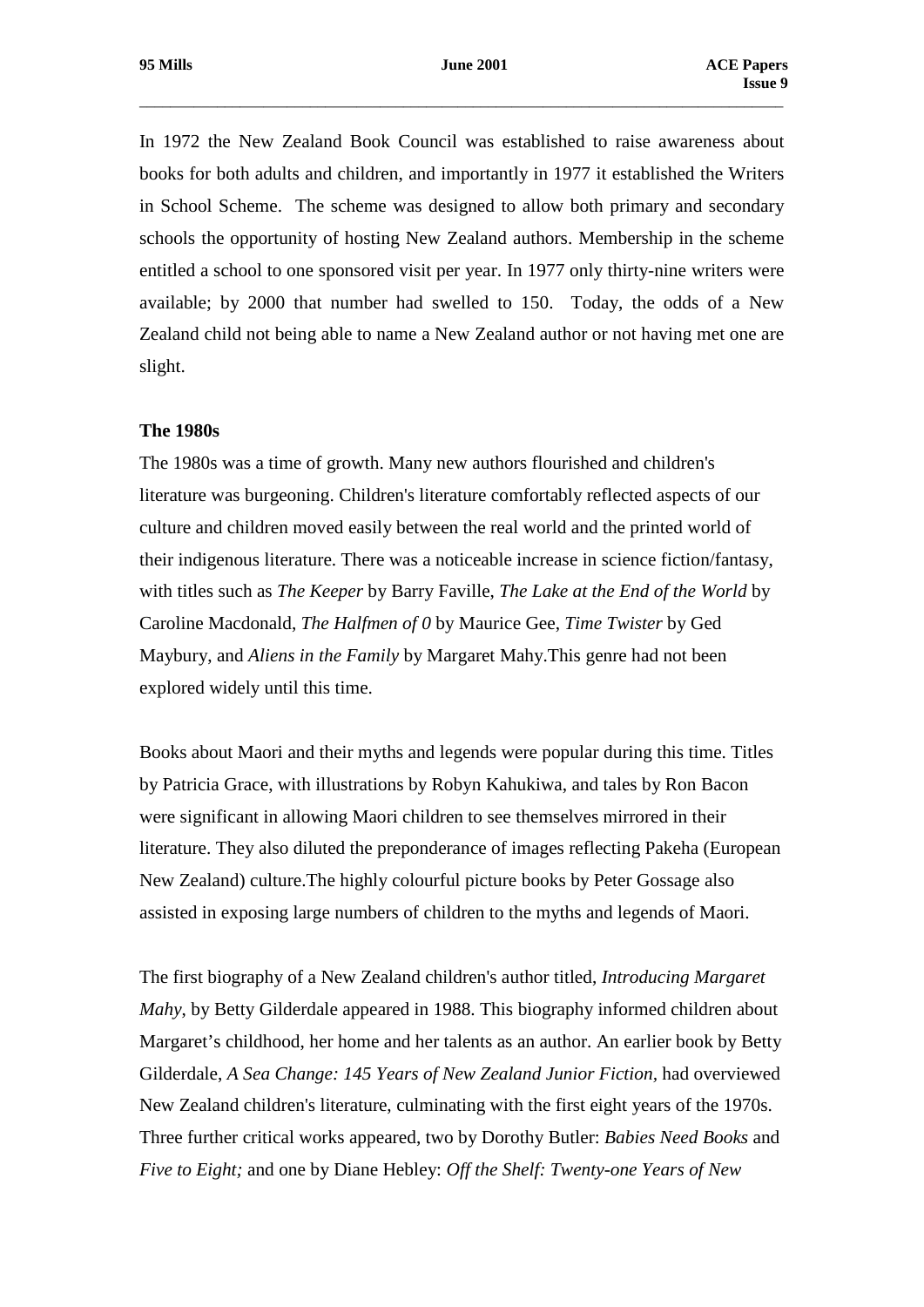In 1972 the New Zealand Book Council was established to raise awareness about books for both adults and children, and importantly in 1977 it established the Writers in School Scheme. The scheme was designed to allow both primary and secondary schools the opportunity of hosting New Zealand authors. Membership in the scheme entitled a school to one sponsored visit per year. In 1977 only thirty-nine writers were available; by 2000 that number had swelled to 150. Today, the odds of a New Zealand child not being able to name a New Zealand author or not having met one are slight.

**The 1980s**

The 1980s was a time of growth. Many new authors flourished and children's literature was burgeoning. Children's literature comfortably reflected aspects of our culture and children moved easily between the real world and the printed world of their indigenous literature. There was a noticeable increase in science fiction/fantasy, with titles such as *The Keeper* by Barry Faville, *The Lake at the End of the World* by Caroline Macdonald, *The Halfmen of 0* by Maurice Gee, *Time Twister* by Ged Maybury, and *Aliens in the Family* by Margaret Mahy.This genre had not been explored widely until this time.

Books about Maori and their myths and legends were popular during this time. Titles by Patricia Grace, with illustrations by Robyn Kahukiwa, and tales by Ron Bacon were significant in allowing Maori children to see themselves mirrored in their literature. They also diluted the preponderance of images reflecting Pakeha (European New Zealand) culture.The highly colourful picture books by Peter Gossage also assisted in exposing large numbers of children to the myths and legends of Maori.

The first biography of a New Zealand children's author titled, *Introducing Margaret Mahy*, by Betty Gilderdale appeared in 1988. This biography informed children about Margaret's childhood, her home and her talents as an author. An earlier book by Betty Gilderdale, *A Sea Change: 145 Years of New Zealand Junior Fiction*, had overviewed New Zealand children's literature, culminating with the first eight years of the 1970s. Three further critical works appeared, two by Dorothy Butler: *Babies Need Books* and *Five to Eight;* and one by Diane Hebley: *Off the Shelf: Twenty-one Years of New*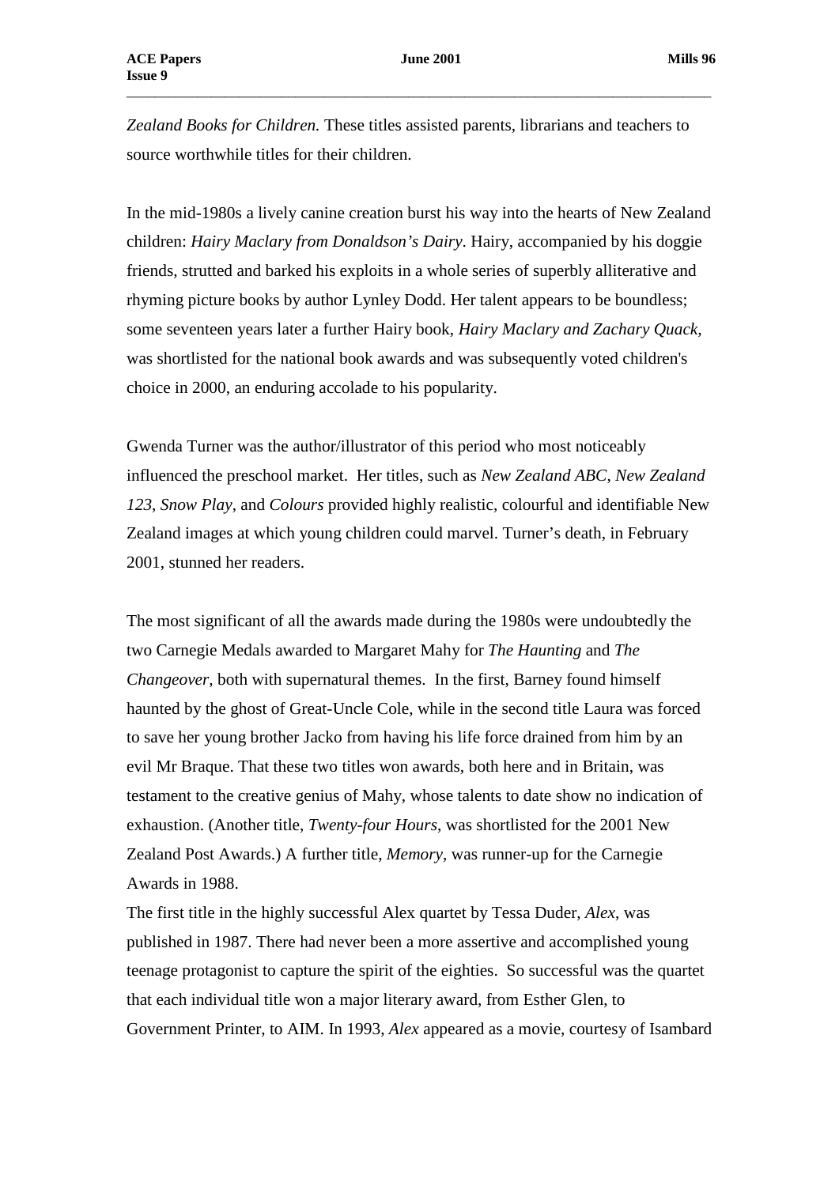*Zealand Books for Children.* These titles assisted parents, librarians and teachers to source worthwhile titles for their children.

In the mid-1980s a lively canine creation burst his way into the hearts of New Zealand children: *Hairy Maclary from Donaldson's Dairy*. Hairy, accompanied by his doggie friends, strutted and barked his exploits in a whole series of superbly alliterative and rhyming picture books by author Lynley Dodd. Her talent appears to be boundless; some seventeen years later a further Hairy book, *Hairy Maclary and Zachary Quack,* was shortlisted for the national book awards and was subsequently voted children's choice in 2000, an enduring accolade to his popularity.

Gwenda Turner was the author/illustrator of this period who most noticeably influenced the preschool market. Her titles, such as *New Zealand ABC*, *New Zealand 123*, *Snow Play*, and *Colours* provided highly realistic, colourful and identifiable New Zealand images at which young children could marvel. Turner's death, in February 2001, stunned her readers.

The most significant of all the awards made during the 1980s were undoubtedly the two Carnegie Medals awarded to Margaret Mahy for *The Haunting* and *The Changeover,* both with supernatural themes. In the first, Barney found himself haunted by the ghost of Great-Uncle Cole, while in the second title Laura was forced to save her young brother Jacko from having his life force drained from him by an evil Mr Braque. That these two titles won awards, both here and in Britain, was testament to the creative genius of Mahy, whose talents to date show no indication of exhaustion. (Another title, *Twenty-four Hours*, was shortlisted for the 2001 New Zealand Post Awards.) A further title, *Memory,* was runner-up for the Carnegie Awards in 1988.

The first title in the highly successful Alex quartet by Tessa Duder, *Alex*, was published in 1987. There had never been a more assertive and accomplished young teenage protagonist to capture the spirit of the eighties. So successful was the quartet that each individual title won a major literary award, from Esther Glen, to Government Printer, to AIM. In 1993, *Alex* appeared as a movie, courtesy of Isambard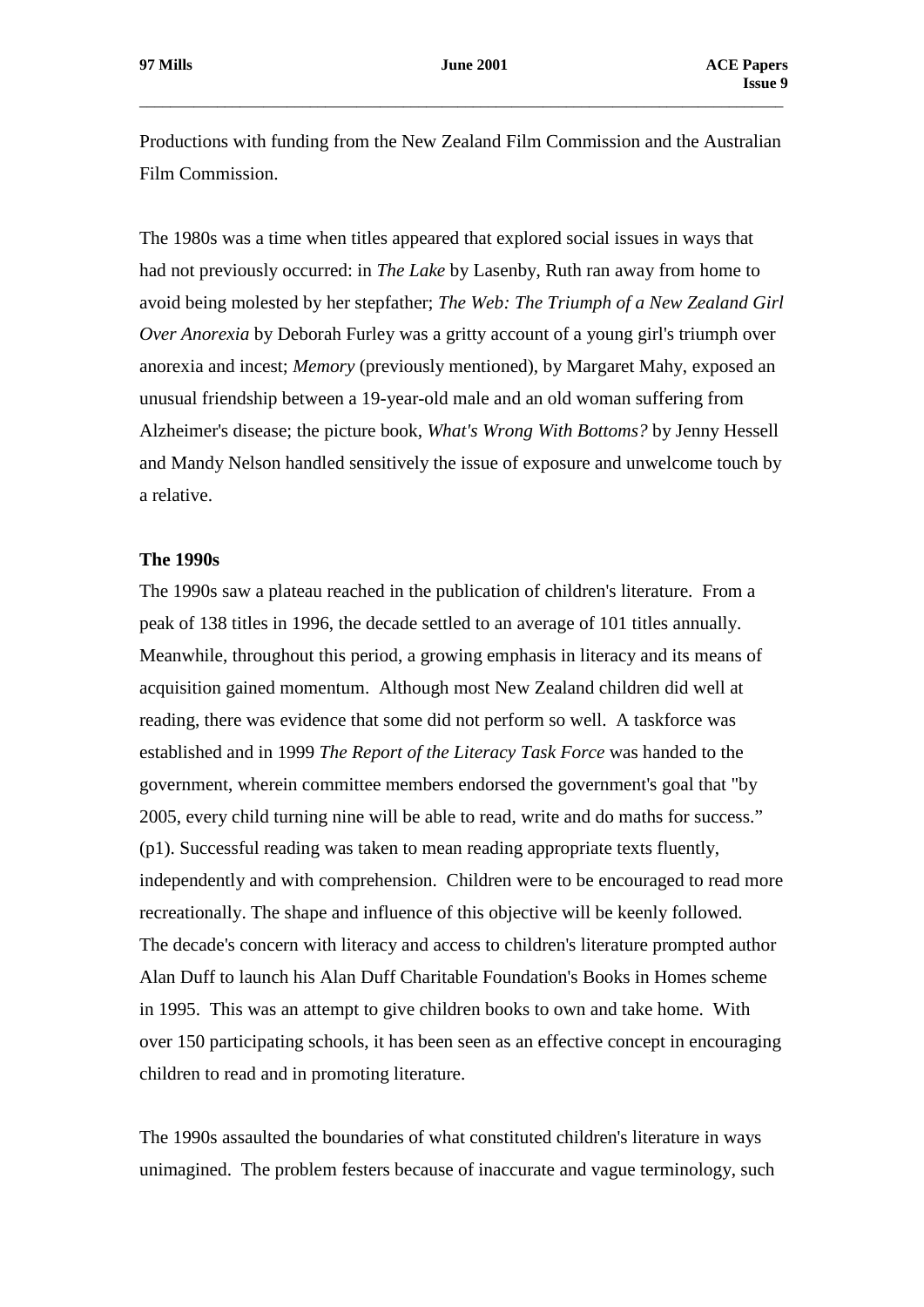Productions with funding from the New Zealand Film Commission and the Australian Film Commission.

The 1980s was a time when titles appeared that explored social issues in ways that had not previously occurred: in *The Lake* by Lasenby, Ruth ran away from home to avoid being molested by her stepfather; *The Web: The Triumph of a New Zealand Girl Over Anorexia* by Deborah Furley was a gritty account of a young girl's triumph over anorexia and incest; *Memory* (previously mentioned), by Margaret Mahy, exposed an unusual friendship between a 19-year-old male and an old woman suffering from Alzheimer's disease; the picture book, *What's Wrong With Bottoms?* by Jenny Hessell and Mandy Nelson handled sensitively the issue of exposure and unwelcome touch by a relative.

**The 1990s**

The 1990s saw a plateau reached in the publication of children's literature. From a peak of 138 titles in 1996, the decade settled to an average of 101 titles annually. Meanwhile, throughout this period, a growing emphasis in literacy and its means of acquisition gained momentum. Although most New Zealand children did well at reading, there was evidence that some did not perform so well. A taskforce was established and in 1999 *The Report of the Literacy Task Force* was handed to the government, wherein committee members endorsed the government's goal that "by 2005, every child turning nine will be able to read, write and do maths for success." (p1). Successful reading was taken to mean reading appropriate texts fluently, independently and with comprehension. Children were to be encouraged to read more recreationally. The shape and influence of this objective will be keenly followed. The decade's concern with literacy and access to children's literature prompted author Alan Duff to launch his Alan Duff Charitable Foundation's Books in Homes scheme in 1995. This was an attempt to give children books to own and take home. With over 150 participating schools, it has been seen as an effective concept in encouraging children to read and in promoting literature.

The 1990s assaulted the boundaries of what constituted children's literature in ways unimagined. The problem festers because of inaccurate and vague terminology, such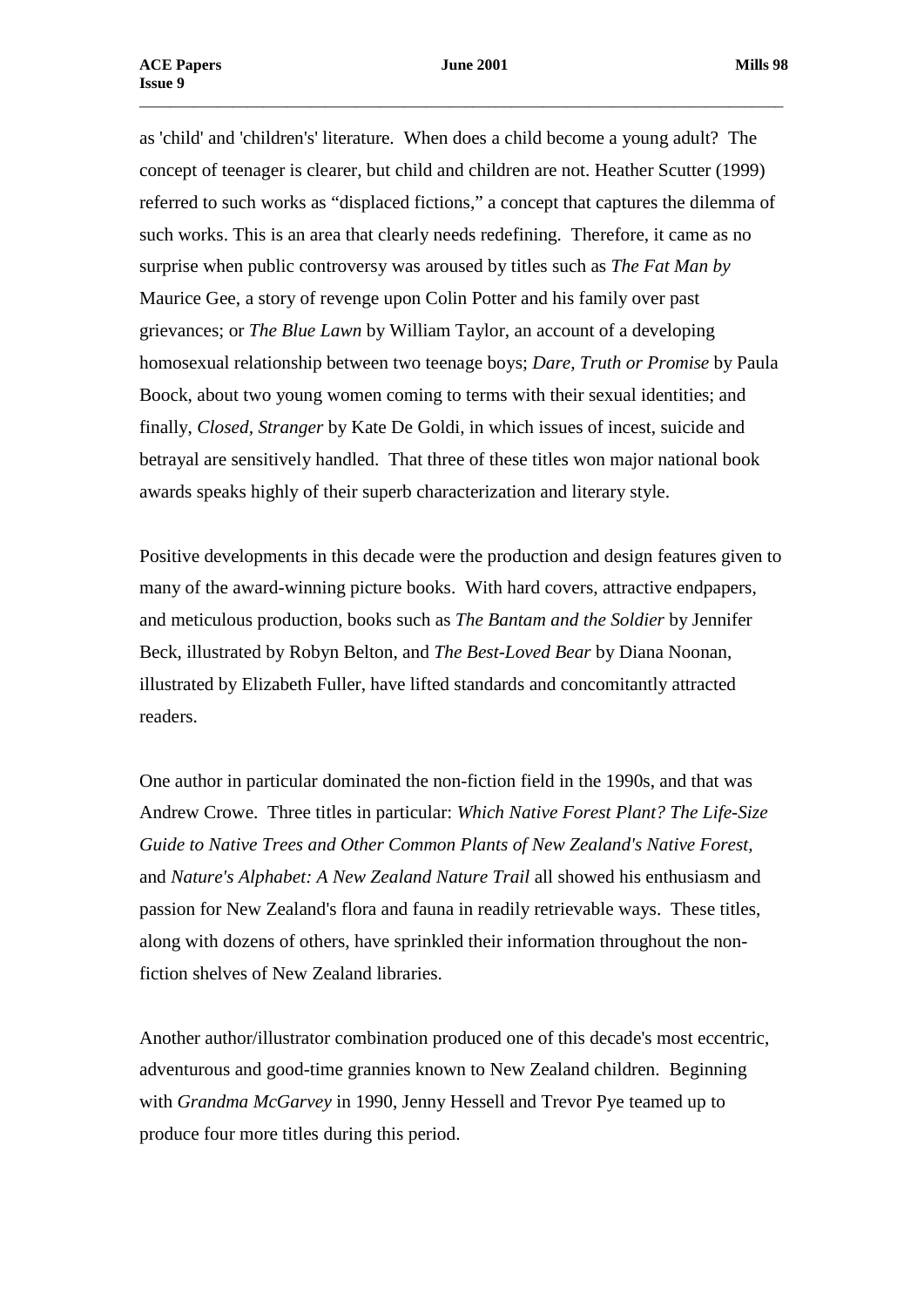as 'child' and 'children's' literature. When does a child become a young adult? The concept of teenager is clearer, but child and children are not. Heather Scutter (1999) referred to such works as "displaced fictions," a concept that captures the dilemma of such works. This is an area that clearly needs redefining. Therefore, it came as no surprise when public controversy was aroused by titles such as *The Fat Man by* Maurice Gee, a story of revenge upon Colin Potter and his family over past grievances; or *The Blue Lawn* by William Taylor, an account of a developing homosexual relationship between two teenage boys; *Dare, Truth or Promise* by Paula Boock, about two young women coming to terms with their sexual identities; and finally, *Closed, Stranger* by Kate De Goldi, in which issues of incest, suicide and betrayal are sensitively handled. That three of these titles won major national book awards speaks highly of their superb characterization and literary style.

Positive developments in this decade were the production and design features given to many of the award-winning picture books. With hard covers, attractive endpapers, and meticulous production, books such as *The Bantam and the Soldier* by Jennifer Beck, illustrated by Robyn Belton, and *The Best-Loved Bear* by Diana Noonan, illustrated by Elizabeth Fuller, have lifted standards and concomitantly attracted readers.

One author in particular dominated the non-fiction field in the 1990s, and that was Andrew Crowe. Three titles in particular: *Which Native Forest Plant? The Life-Size Guide to Native Trees and Other Common Plants of New Zealand's Native Forest,* and *Nature's Alphabet: A New Zealand Nature Trail* all showed his enthusiasm and passion for New Zealand's flora and fauna in readily retrievable ways. These titles, along with dozens of others, have sprinkled their information throughout the non-fiction shelves of New Zealand libraries.

Another author/illustrator combination produced one of this decade's most eccentric, adventurous and good-time grannies known to New Zealand children. Beginning with *Grandma McGarvey* in 1990, Jenny Hessell and Trevor Pye teamed up to produce four more titles during this period.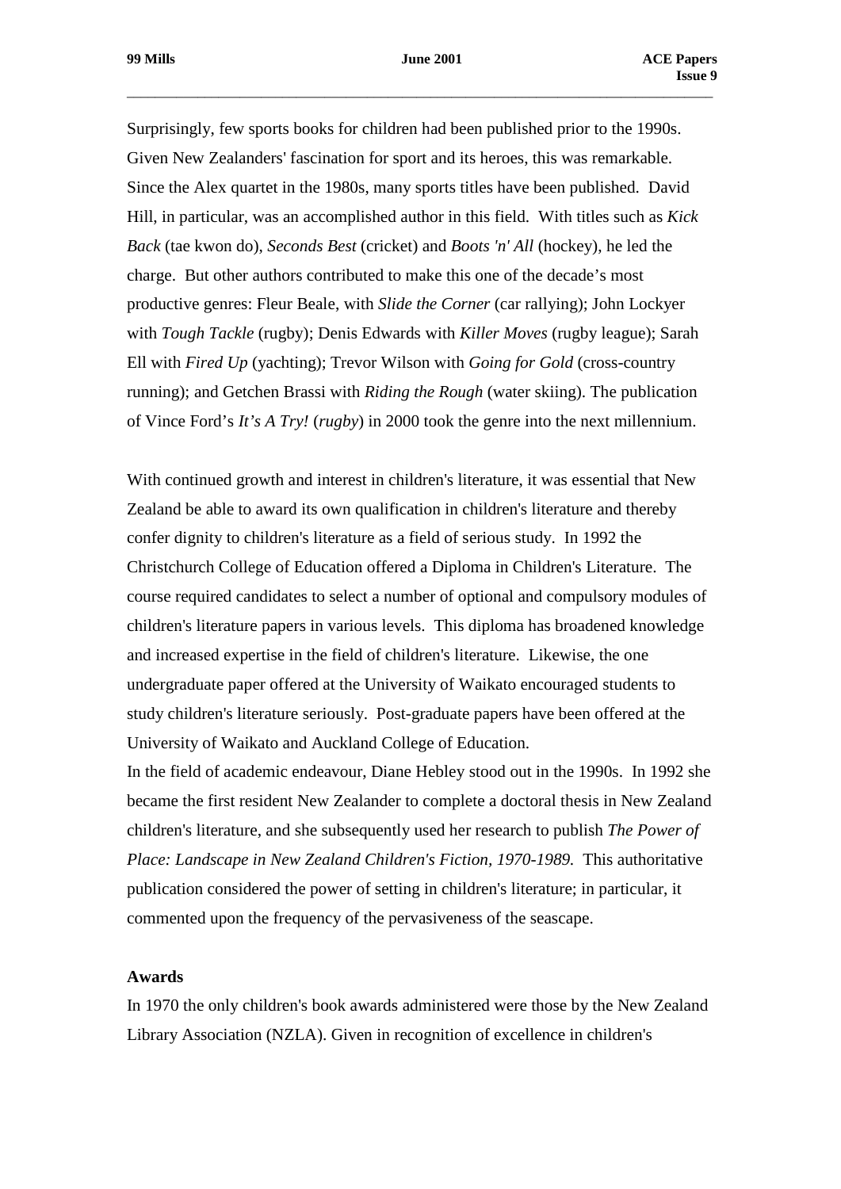Surprisingly, few sports books for children had been published prior to the 1990s. Given New Zealanders' fascination for sport and its heroes, this was remarkable. Since the Alex quartet in the 1980s, many sports titles have been published. David Hill, in particular, was an accomplished author in this field. With titles such as *Kick Back* (tae kwon do), *Seconds Best* (cricket) and *Boots 'n' All* (hockey), he led the charge. But other authors contributed to make this one of the decade's most productive genres: Fleur Beale, with *Slide the Corner* (car rallying); John Lockyer with *Tough Tackle* (rugby); Denis Edwards with *Killer Moves* (rugby league); Sarah Ell with *Fired Up* (yachting); Trevor Wilson with *Going for Gold* (cross-country running); and Getchen Brassi with *Riding the Rough* (water skiing). The publication of Vince Ford's *It's A Try!* (*rugby*) in 2000 took the genre into the next millennium.

With continued growth and interest in children's literature, it was essential that New Zealand be able to award its own qualification in children's literature and thereby confer dignity to children's literature as a field of serious study. In 1992 the Christchurch College of Education offered a Diploma in Children's Literature. The course required candidates to select a number of optional and compulsory modules of children's literature papers in various levels. This diploma has broadened knowledge and increased expertise in the field of children's literature. Likewise, the one undergraduate paper offered at the University of Waikato encouraged students to study children's literature seriously. Post-graduate papers have been offered at the University of Waikato and Auckland College of Education.

In the field of academic endeavour, Diane Hebley stood out in the 1990s. In 1992 she became the first resident New Zealander to complete a doctoral thesis in New Zealand children's literature, and she subsequently used her research to publish *The Power of Place: Landscape in New Zealand Children's Fiction, 1970-1989.* This authoritative publication considered the power of setting in children's literature; in particular, it commented upon the frequency of the pervasiveness of the seascape.

**Awards**

In 1970 the only children's book awards administered were those by the New Zealand Library Association (NZLA). Given in recognition of excellence in children's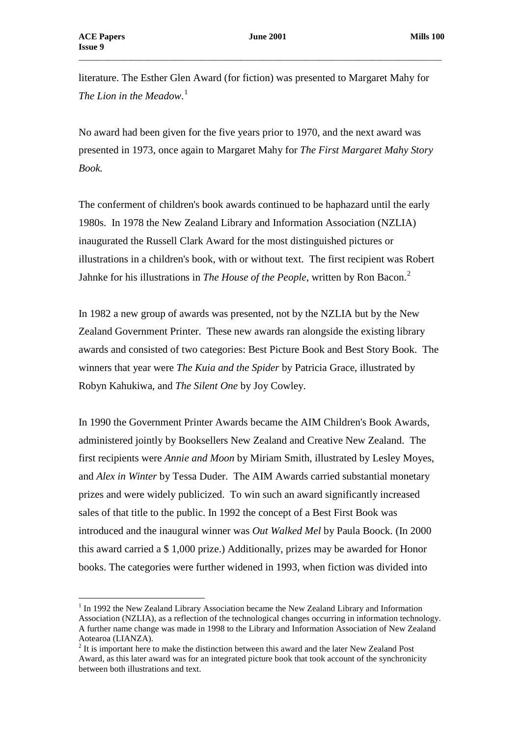literature. The Esther Glen Award (for fiction) was presented to Margaret Mahy for *The Lion in the Meadow*.[1]

No award had been given for the five years prior to 1970, and the next award was presented in 1973, once again to Margaret Mahy for *The First Margaret Mahy Story Book.*

The conferment of children's book awards continued to be haphazard until the early 1980s. In 1978 the New Zealand Library and Information Association (NZLIA) inaugurated the Russell Clark Award for the most distinguished pictures or illustrations in a children's book, with or without text. The first recipient was Robert Jahnke for his illustrations in *The House of the People,* written by Ron Bacon.[2]

In 1982 a new group of awards was presented, not by the NZLIA but by the New Zealand Government Printer. These new awards ran alongside the existing library awards and consisted of two categories: Best Picture Book and Best Story Book. The winners that year were *The Kuia and the Spider* by Patricia Grace, illustrated by Robyn Kahukiwa, and *The Silent One* by Joy Cowley.

In 1990 the Government Printer Awards became the AIM Children's Book Awards, administered jointly by Booksellers New Zealand and Creative New Zealand. The first recipients were *Annie and Moon* by Miriam Smith, illustrated by Lesley Moyes, and *Alex in Winter* by Tessa Duder. The AIM Awards carried substantial monetary prizes and were widely publicized. To win such an award significantly increased sales of that title to the public. In 1992 the concept of a Best First Book was introduced and the inaugural winner was *Out Walked Mel* by Paula Boock. (In 2000 this award carried a $ 1,000 prize.) Additionally, prizes may be awarded for Honor books. The categories were further widened in 1993, when fiction was divided into

---

[1] In 1992 the New Zealand Library Association became the New Zealand Library and Information Association (NZLIA), as a reflection of the technological changes occurring in information technology. A further name change was made in 1998 to the Library and Information Association of New Zealand Aotearoa (LIANZA).

[2] It is important here to make the distinction between this award and the later New Zealand Post Award, as this later award was for an integrated picture book that took account of the synchronicity between both illustrations and text.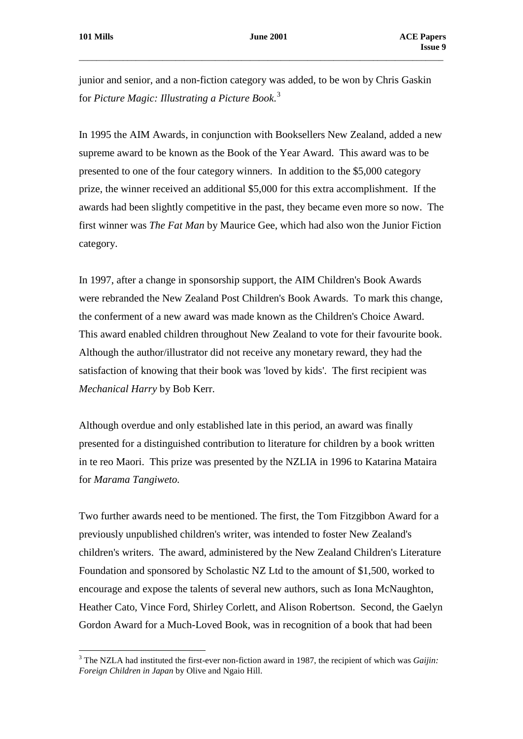junior and senior, and a non-fiction category was added, to be won by Chris Gaskin for *Picture Magic: Illustrating a Picture Book*.[3]

In 1995 the AIM Awards, in conjunction with Booksellers New Zealand, added a new supreme award to be known as the Book of the Year Award. This award was to be presented to one of the four category winners. In addition to the $5,000 category prize, the winner received an additional $5,000 for this extra accomplishment. If the awards had been slightly competitive in the past, they became even more so now. The first winner was *The Fat Man* by Maurice Gee, which had also won the Junior Fiction category.

In 1997, after a change in sponsorship support, the AIM Children's Book Awards were rebranded the New Zealand Post Children's Book Awards. To mark this change, the conferment of a new award was made known as the Children's Choice Award. This award enabled children throughout New Zealand to vote for their favourite book. Although the author/illustrator did not receive any monetary reward, they had the satisfaction of knowing that their book was 'loved by kids'. The first recipient was *Mechanical Harry* by Bob Kerr.

Although overdue and only established late in this period, an award was finally presented for a distinguished contribution to literature for children by a book written in te reo Maori. This prize was presented by the NZLIA in 1996 to Katarina Mataira for *Marama Tangiweto.*

Two further awards need to be mentioned. The first, the Tom Fitzgibbon Award for a previously unpublished children's writer, was intended to foster New Zealand's children's writers. The award, administered by the New Zealand Children's Literature Foundation and sponsored by Scholastic NZ Ltd to the amount of $1,500, worked to encourage and expose the talents of several new authors, such as Iona McNaughton, Heather Cato, Vince Ford, Shirley Corlett, and Alison Robertson. Second, the Gaelyn Gordon Award for a Much-Loved Book, was in recognition of a book that had been

[3] The NZLA had instituted the first-ever non-fiction award in 1987, the recipient of which was *Gaijin: Foreign Children in Japan* by Olive and Ngaio Hill.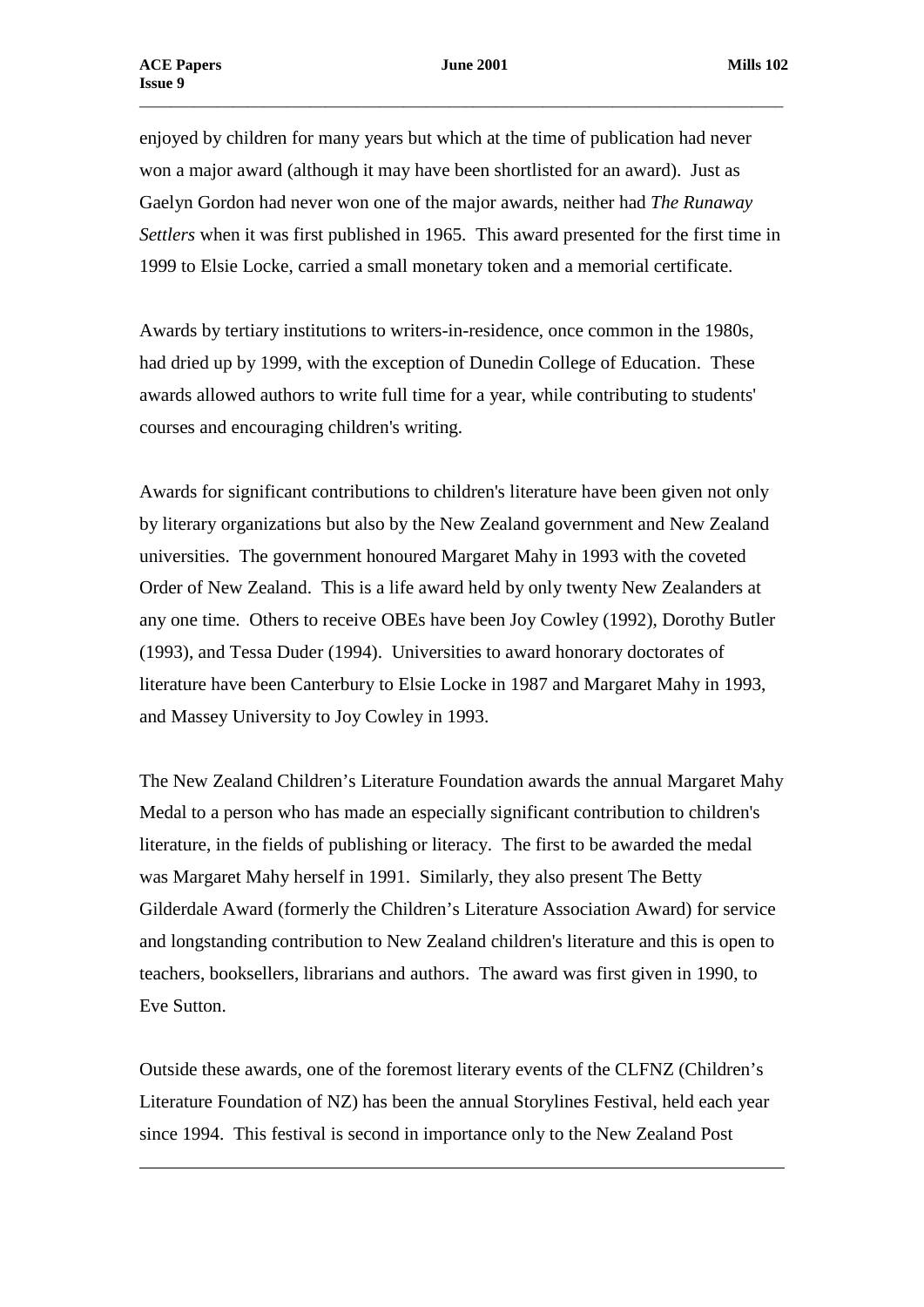enjoyed by children for many years but which at the time of publication had never won a major award (although it may have been shortlisted for an award). Just as Gaelyn Gordon had never won one of the major awards, neither had *The Runaway Settlers* when it was first published in 1965. This award presented for the first time in 1999 to Elsie Locke, carried a small monetary token and a memorial certificate.

Awards by tertiary institutions to writers-in-residence, once common in the 1980s, had dried up by 1999, with the exception of Dunedin College of Education. These awards allowed authors to write full time for a year, while contributing to students' courses and encouraging children's writing.

Awards for significant contributions to children's literature have been given not only by literary organizations but also by the New Zealand government and New Zealand universities. The government honoured Margaret Mahy in 1993 with the coveted Order of New Zealand. This is a life award held by only twenty New Zealanders at any one time. Others to receive OBEs have been Joy Cowley (1992), Dorothy Butler (1993), and Tessa Duder (1994). Universities to award honorary doctorates of literature have been Canterbury to Elsie Locke in 1987 and Margaret Mahy in 1993, and Massey University to Joy Cowley in 1993.

The New Zealand Children's Literature Foundation awards the annual Margaret Mahy Medal to a person who has made an especially significant contribution to children's literature, in the fields of publishing or literacy. The first to be awarded the medal was Margaret Mahy herself in 1991. Similarly, they also present The Betty Gilderdale Award (formerly the Children's Literature Association Award) for service and longstanding contribution to New Zealand children's literature and this is open to teachers, booksellers, librarians and authors. The award was first given in 1990, to Eve Sutton.

Outside these awards, one of the foremost literary events of the CLFNZ (Children's Literature Foundation of NZ) has been the annual Storylines Festival, held each year since 1994. This festival is second in importance only to the New Zealand Post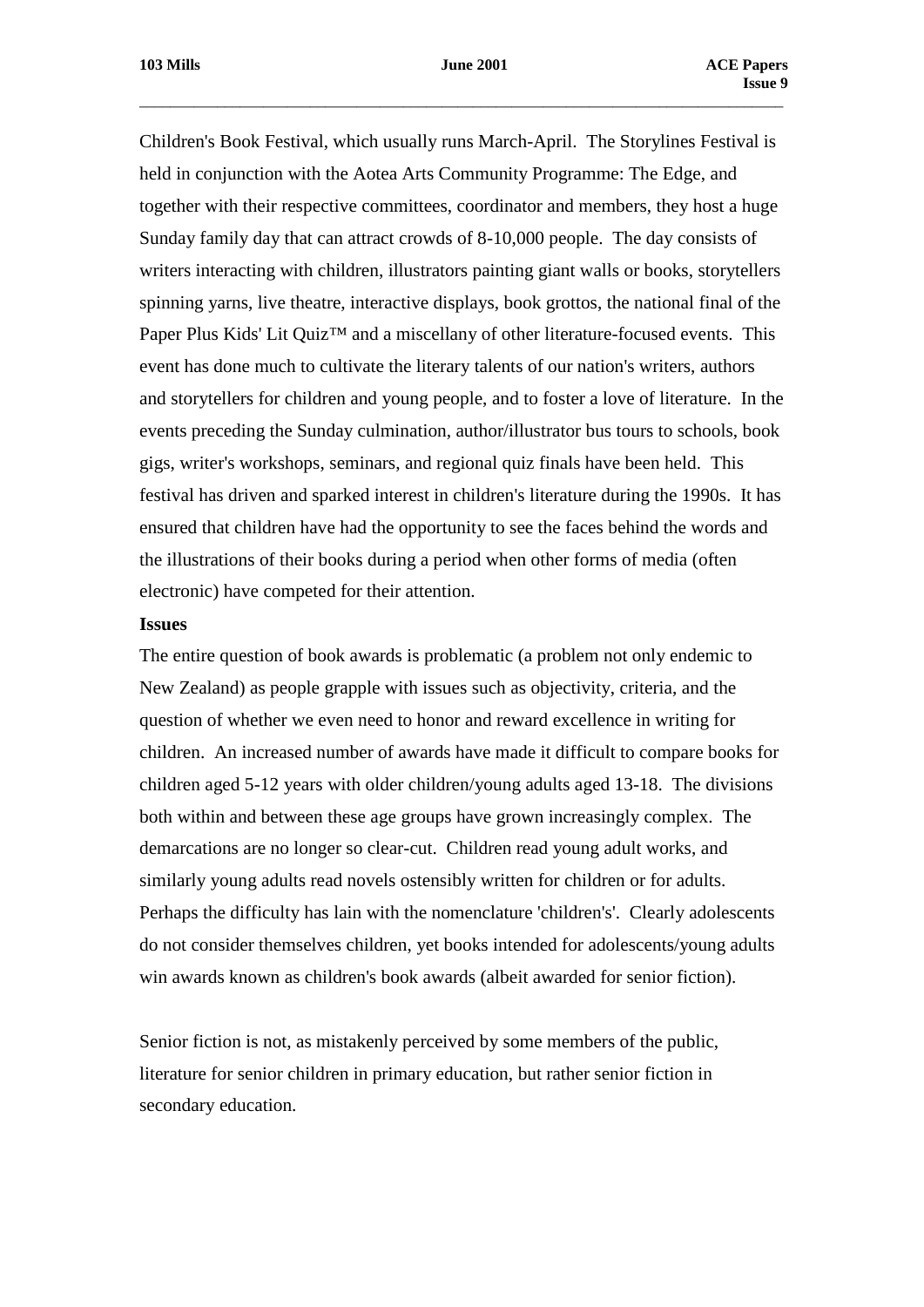Children's Book Festival, which usually runs March-April. The Storylines Festival is held in conjunction with the Aotea Arts Community Programme: The Edge, and together with their respective committees, coordinator and members, they host a huge Sunday family day that can attract crowds of 8-10,000 people. The day consists of writers interacting with children, illustrators painting giant walls or books, storytellers spinning yarns, live theatre, interactive displays, book grottos, the national final of the Paper Plus Kids' Lit Quiz™ and a miscellany of other literature-focused events. This event has done much to cultivate the literary talents of our nation's writers, authors and storytellers for children and young people, and to foster a love of literature. In the events preceding the Sunday culmination, author/illustrator bus tours to schools, book gigs, writer's workshops, seminars, and regional quiz finals have been held. This festival has driven and sparked interest in children's literature during the 1990s. It has ensured that children have had the opportunity to see the faces behind the words and the illustrations of their books during a period when other forms of media (often electronic) have competed for their attention.

**Issues**

The entire question of book awards is problematic (a problem not only endemic to New Zealand) as people grapple with issues such as objectivity, criteria, and the question of whether we even need to honor and reward excellence in writing for children. An increased number of awards have made it difficult to compare books for children aged 5-12 years with older children/young adults aged 13-18. The divisions both within and between these age groups have grown increasingly complex. The demarcations are no longer so clear-cut. Children read young adult works, and similarly young adults read novels ostensibly written for children or for adults. Perhaps the difficulty has lain with the nomenclature 'children's'. Clearly adolescents do not consider themselves children, yet books intended for adolescents/young adults win awards known as children's book awards (albeit awarded for senior fiction).

Senior fiction is not, as mistakenly perceived by some members of the public, literature for senior children in primary education, but rather senior fiction in secondary education.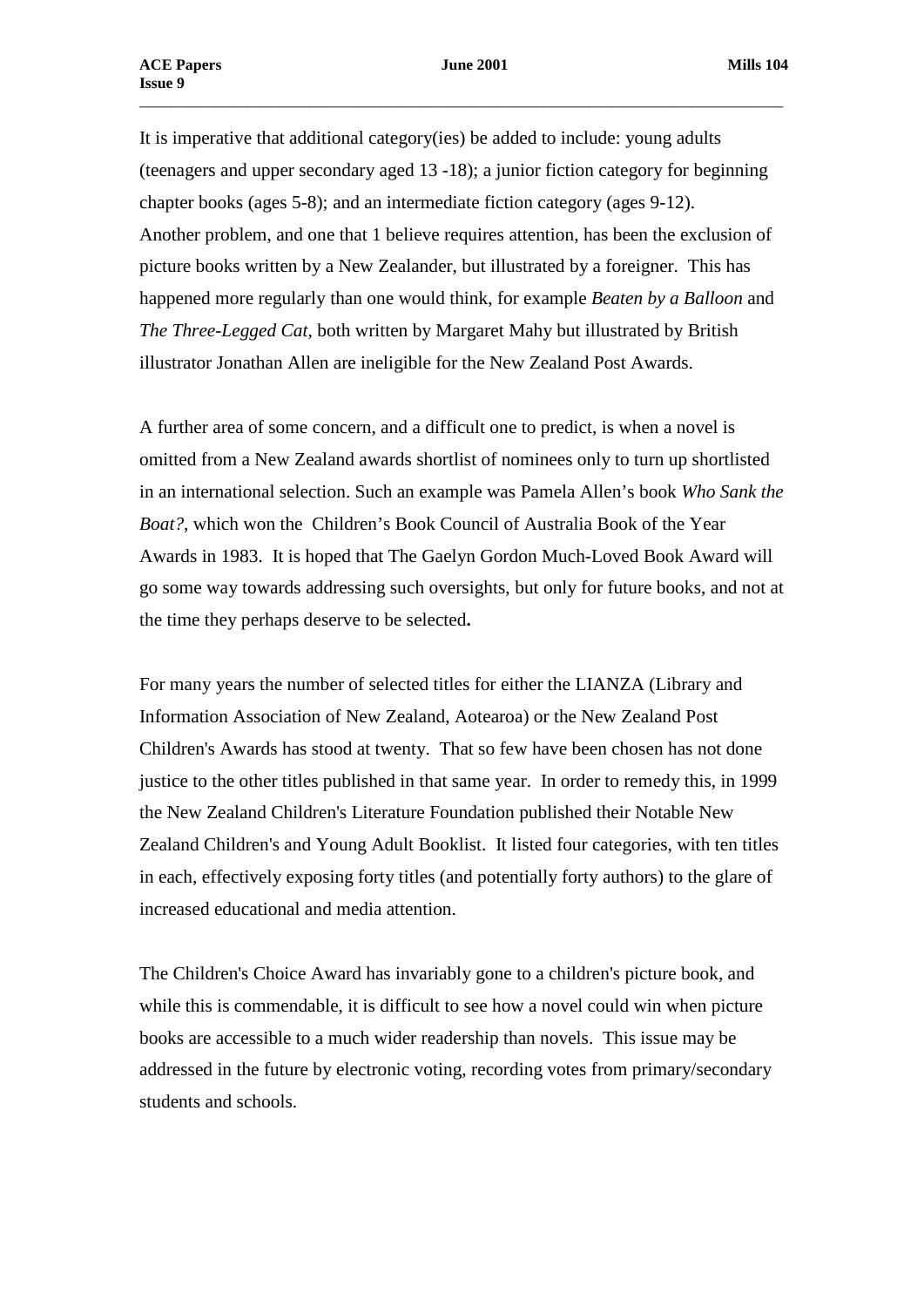It is imperative that additional category(ies) be added to include: young adults (teenagers and upper secondary aged 13 -18); a junior fiction category for beginning chapter books (ages 5-8); and an intermediate fiction category (ages 9-12). Another problem, and one that 1 believe requires attention, has been the exclusion of picture books written by a New Zealander, but illustrated by a foreigner. This has happened more regularly than one would think, for example *Beaten by a Balloon* and *The Three-Legged Cat*, both written by Margaret Mahy but illustrated by British illustrator Jonathan Allen are ineligible for the New Zealand Post Awards.

A further area of some concern, and a difficult one to predict, is when a novel is omitted from a New Zealand awards shortlist of nominees only to turn up shortlisted in an international selection. Such an example was Pamela Allen's book *Who Sank the Boat?*, which won the Children's Book Council of Australia Book of the Year Awards in 1983. It is hoped that The Gaelyn Gordon Much-Loved Book Award will go some way towards addressing such oversights, but only for future books, and not at the time they perhaps deserve to be selected**.**

For many years the number of selected titles for either the LIANZA (Library and Information Association of New Zealand, Aotearoa) or the New Zealand Post Children's Awards has stood at twenty. That so few have been chosen has not done justice to the other titles published in that same year. In order to remedy this, in 1999 the New Zealand Children's Literature Foundation published their Notable New Zealand Children's and Young Adult Booklist. It listed four categories, with ten titles in each, effectively exposing forty titles (and potentially forty authors) to the glare of increased educational and media attention.

The Children's Choice Award has invariably gone to a children's picture book, and while this is commendable, it is difficult to see how a novel could win when picture books are accessible to a much wider readership than novels. This issue may be addressed in the future by electronic voting, recording votes from primary/secondary students and schools.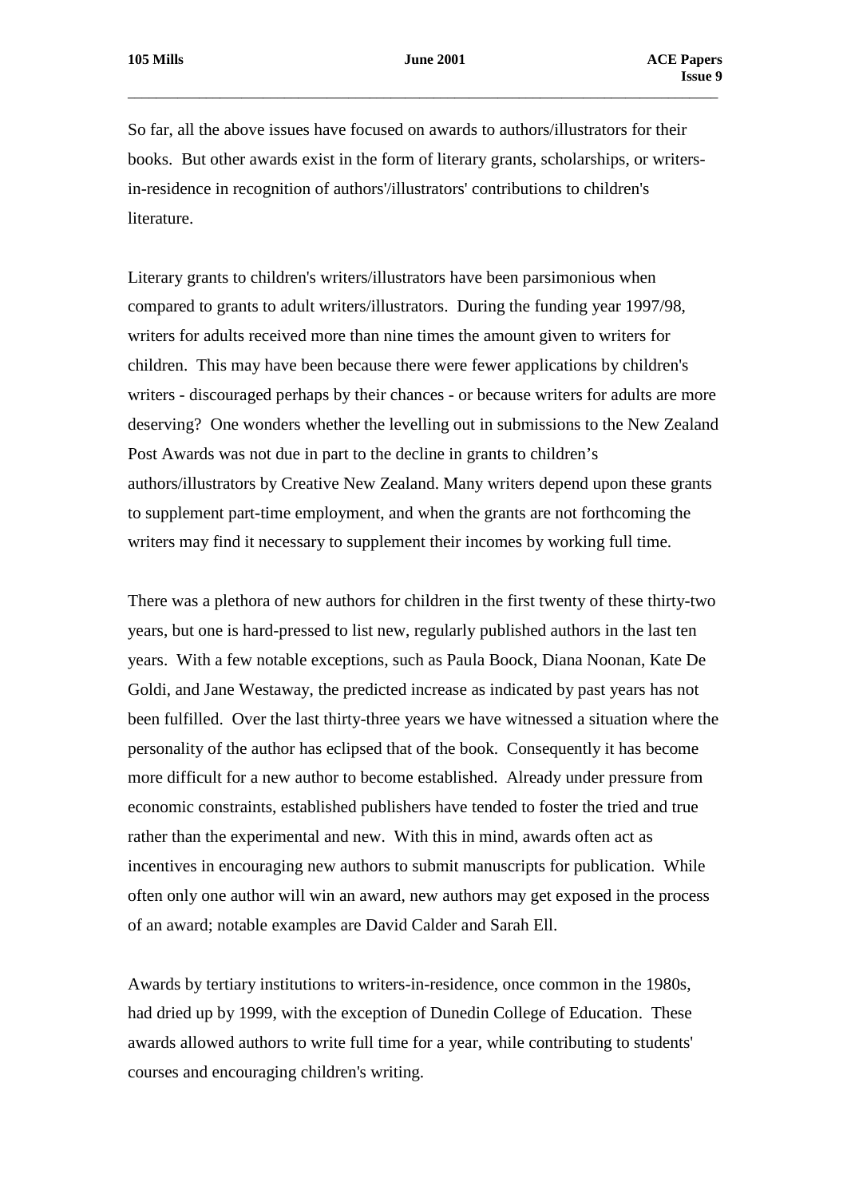So far, all the above issues have focused on awards to authors/illustrators for their books. But other awards exist in the form of literary grants, scholarships, or writers-in-residence in recognition of authors'/illustrators' contributions to children's literature.

Literary grants to children's writers/illustrators have been parsimonious when compared to grants to adult writers/illustrators. During the funding year 1997/98, writers for adults received more than nine times the amount given to writers for children. This may have been because there were fewer applications by children's writers - discouraged perhaps by their chances - or because writers for adults are more deserving? One wonders whether the levelling out in submissions to the New Zealand Post Awards was not due in part to the decline in grants to children's authors/illustrators by Creative New Zealand. Many writers depend upon these grants to supplement part-time employment, and when the grants are not forthcoming the writers may find it necessary to supplement their incomes by working full time.

There was a plethora of new authors for children in the first twenty of these thirty-two years, but one is hard-pressed to list new, regularly published authors in the last ten years. With a few notable exceptions, such as Paula Boock, Diana Noonan, Kate De Goldi, and Jane Westaway, the predicted increase as indicated by past years has not been fulfilled. Over the last thirty-three years we have witnessed a situation where the personality of the author has eclipsed that of the book. Consequently it has become more difficult for a new author to become established. Already under pressure from economic constraints, established publishers have tended to foster the tried and true rather than the experimental and new. With this in mind, awards often act as incentives in encouraging new authors to submit manuscripts for publication. While often only one author will win an award, new authors may get exposed in the process of an award; notable examples are David Calder and Sarah Ell.

Awards by tertiary institutions to writers-in-residence, once common in the 1980s, had dried up by 1999, with the exception of Dunedin College of Education. These awards allowed authors to write full time for a year, while contributing to students' courses and encouraging children's writing.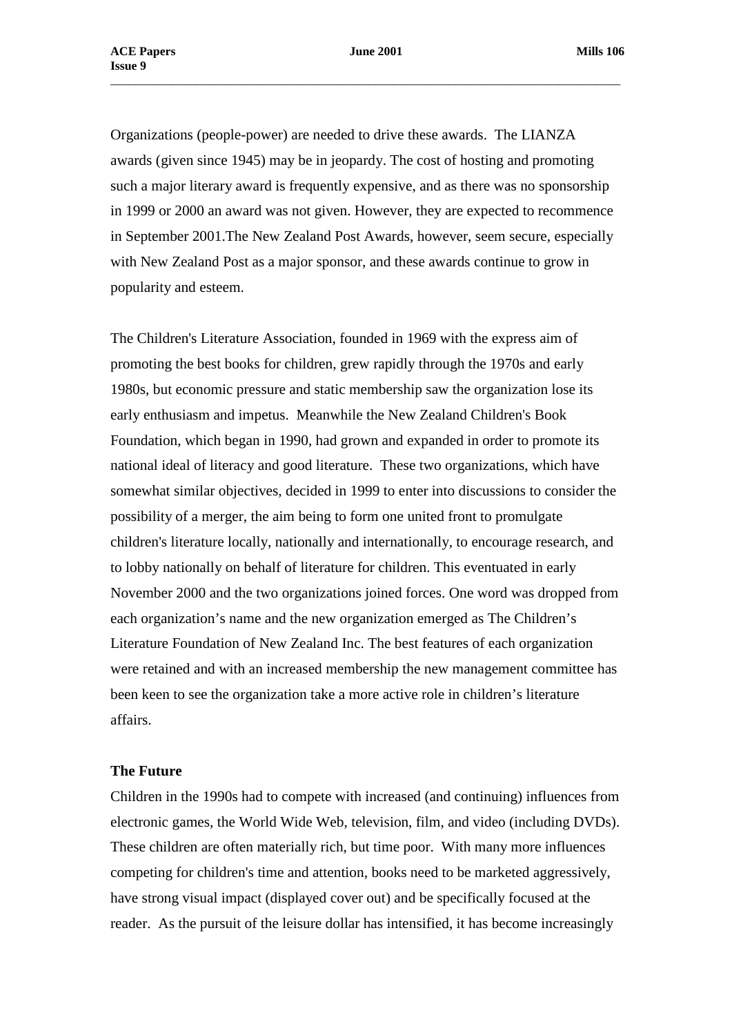Organizations (people-power) are needed to drive these awards.  The LIANZA awards (given since 1945) may be in jeopardy. The cost of hosting and promoting such a major literary award is frequently expensive, and as there was no sponsorship in 1999 or 2000 an award was not given. However, they are expected to recommence in September 2001.The New Zealand Post Awards, however, seem secure, especially with New Zealand Post as a major sponsor, and these awards continue to grow in popularity and esteem.

The Children's Literature Association, founded in 1969 with the express aim of promoting the best books for children, grew rapidly through the 1970s and early 1980s, but economic pressure and static membership saw the organization lose its early enthusiasm and impetus.  Meanwhile the New Zealand Children's Book Foundation, which began in 1990, had grown and expanded in order to promote its national ideal of literacy and good literature.  These two organizations, which have somewhat similar objectives, decided in 1999 to enter into discussions to consider the possibility of a merger, the aim being to form one united front to promulgate children's literature locally, nationally and internationally, to encourage research, and to lobby nationally on behalf of literature for children. This eventuated in early November 2000 and the two organizations joined forces. One word was dropped from each organization's name and the new organization emerged as The Children's Literature Foundation of New Zealand Inc. The best features of each organization were retained and with an increased membership the new management committee has been keen to see the organization take a more active role in children's literature affairs.

**The Future**

Children in the 1990s had to compete with increased (and continuing) influences from electronic games, the World Wide Web, television, film, and video (including DVDs). These children are often materially rich, but time poor.  With many more influences competing for children's time and attention, books need to be marketed aggressively, have strong visual impact (displayed cover out) and be specifically focused at the reader.  As the pursuit of the leisure dollar has intensified, it has become increasingly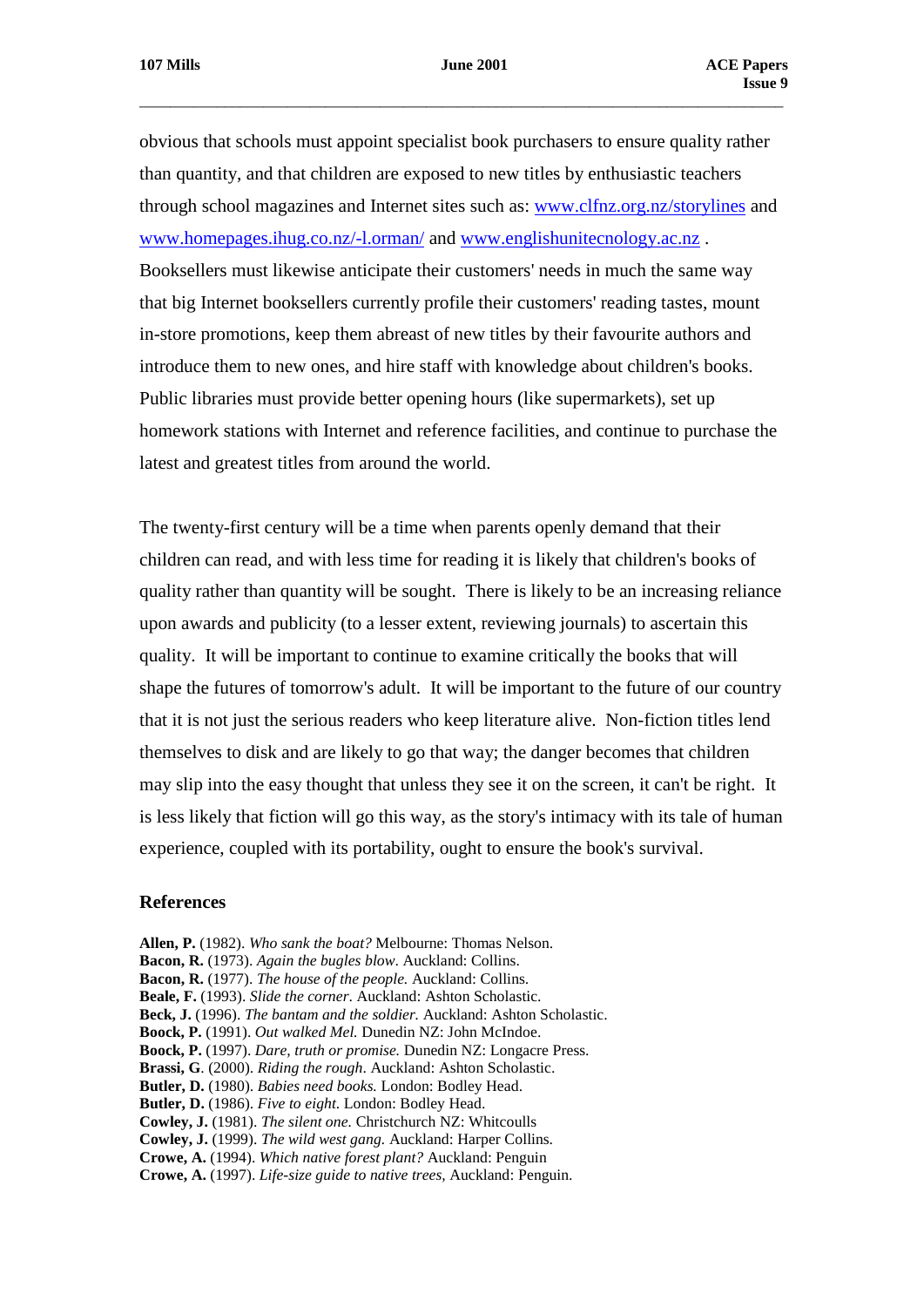obvious that schools must appoint specialist book purchasers to ensure quality rather than quantity, and that children are exposed to new titles by enthusiastic teachers through school magazines and Internet sites such as: [www.clfnz.org.nz/storylines](www.clfnz.org.nz/storylines) and [www.homepages.ihug.co.nz/-l.orman/](www.homepages.ihug.co.nz/-l.orman/) and [www.englishunitecnology.ac.nz](www.englishunitecnology.ac.nz) . Booksellers must likewise anticipate their customers' needs in much the same way that big Internet booksellers currently profile their customers' reading tastes, mount in-store promotions, keep them abreast of new titles by their favourite authors and introduce them to new ones, and hire staff with knowledge about children's books. Public libraries must provide better opening hours (like supermarkets), set up homework stations with Internet and reference facilities, and continue to purchase the latest and greatest titles from around the world.

The twenty-first century will be a time when parents openly demand that their children can read, and with less time for reading it is likely that children's books of quality rather than quantity will be sought. There is likely to be an increasing reliance upon awards and publicity (to a lesser extent, reviewing journals) to ascertain this quality. It will be important to continue to examine critically the books that will shape the futures of tomorrow's adult. It will be important to the future of our country that it is not just the serious readers who keep literature alive. Non-fiction titles lend themselves to disk and are likely to go that way; the danger becomes that children may slip into the easy thought that unless they see it on the screen, it can't be right. It is less likely that fiction will go this way, as the story's intimacy with its tale of human experience, coupled with its portability, ought to ensure the book's survival.

## References

**Allen, P.** (1982). *Who sank the boat?* Melbourne: Thomas Nelson.  
**Bacon, R.** (1973). *Again the bugles blow*. Auckland: Collins.  
**Bacon, R.** (1977). *The house of the people.* Auckland: Collins.  
**Beale, F.** (1993). *Slide the corner*. Auckland: Ashton Scholastic.  
**Beck, J.** (1996). *The bantam and the soldier.* Auckland: Ashton Scholastic.  
**Boock, P.** (1991). *Out walked Mel.* Dunedin NZ: John McIndoe.  
**Boock, P.** (1997). *Dare, truth or promise.* Dunedin NZ: Longacre Press.  
**Brassi, G**. (2000). *Riding the rough*. Auckland: Ashton Scholastic.  
**Butler, D.** (1980). *Babies need books.* London: Bodley Head.  
**Butler, D.** (1986). *Five to eight*. London: Bodley Head.  
**Cowley, J.** (1981). *The silent one.* Christchurch NZ: Whitcoulls  
**Cowley, J.** (1999). *The wild west gang.* Auckland: Harper Collins.  
**Crowe, A.** (1994). *Which native forest plant?* Auckland: Penguin  
**Crowe, A.** (1997). *Life-size guide to native trees,* Auckland: Penguin.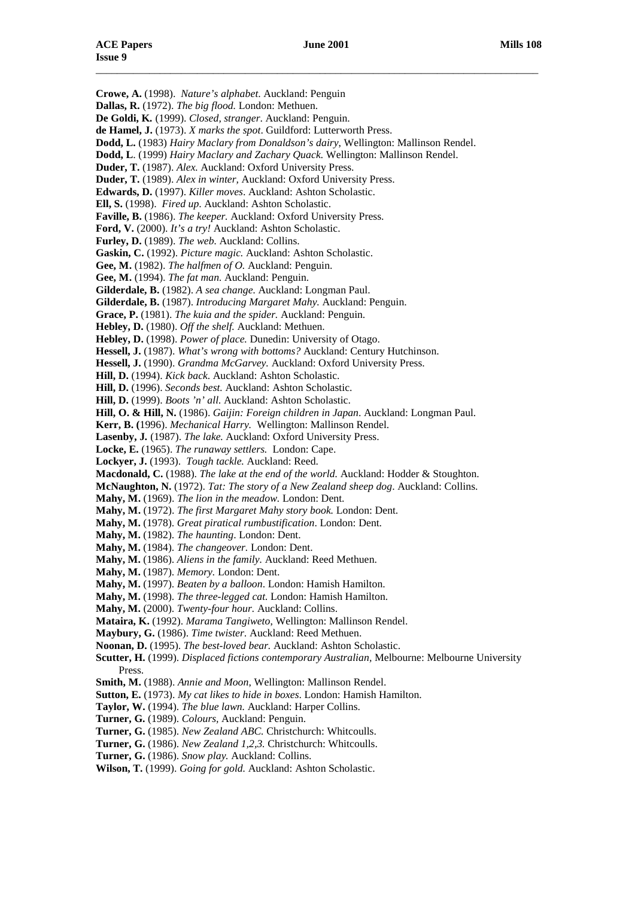**Crowe, A.** (1998). *Nature's alphabet*. Auckland: Penguin

**Dallas, R.** (1972). *The big flood.* London: Methuen.

**De Goldi, K.** (1999). *Closed, stranger*. Auckland: Penguin.

**de Hamel, J.** (1973). *X marks the spot*. Guildford: Lutterworth Press.

**Dodd, L.** (1983) *Hairy Maclary from Donaldson's dairy,* Wellington: Mallinson Rendel.

**Dodd, L**. (1999) *Hairy Maclary and Zachary Quack.* Wellington: Mallinson Rendel.

**Duder, T.** (1987). *Alex.* Auckland: Oxford University Press.

**Duder, T.** (1989). *Alex in winter,* Auckland: Oxford University Press.

**Edwards, D.** (1997). *Killer moves*. Auckland: Ashton Scholastic.

**Ell, S.** (1998). *Fired up*. Auckland: Ashton Scholastic.

**Faville, B.** (1986). *The keeper.* Auckland: Oxford University Press.

**Ford, V.** (2000). *It's a try!* Auckland: Ashton Scholastic.

**Furley, D.** (1989). *The web.* Auckland: Collins.

**Gaskin, C.** (1992). *Picture magic.* Auckland: Ashton Scholastic.

**Gee, M.** (1982). *The halfmen of O.* Auckland: Penguin.

**Gee, M.** (1994). *The fat man.* Auckland: Penguin.

**Gilderdale, B.** (1982). *A sea change.* Auckland: Longman Paul.

**Gilderdale, B.** (1987). *Introducing Margaret Mahy.* Auckland: Penguin.

**Grace, P.** (1981). *The kuia and the spider.* Auckland: Penguin.

**Hebley, D.** (1980). *Off the shelf.* Auckland: Methuen.

**Hebley, D.** (1998). *Power of place.* Dunedin: University of Otago.

**Hessell, J.** (1987). *What's wrong with bottoms?* Auckland: Century Hutchinson.

**Hessell, J.** (1990). *Grandma McGarvey.* Auckland: Oxford University Press.

**Hill, D.** (1994). *Kick back*. Auckland: Ashton Scholastic.

**Hill, D.** (1996). *Seconds best.* Auckland: Ashton Scholastic.

**Hill, D.** (1999). *Boots 'n' all*. Auckland: Ashton Scholastic.

**Hill, O. & Hill, N.** (1986). *Gaijin: Foreign children in Japan*. Auckland: Longman Paul.

**Kerr, B. (**1996). *Mechanical Harry.* Wellington: Mallinson Rendel.

**Lasenby, J.** (1987). *The lake.* Auckland: Oxford University Press.

**Locke, E.** (1965). *The runaway settlers.* London: Cape.

**Lockyer, J.** (1993). *Tough tackle.* Auckland: Reed.

**Macdonald, C.** (1988). *The lake at the end of the world.* Auckland: Hodder & Stoughton.

**McNaughton, N.** (1972). *Tat: The story of a New Zealand sheep dog*. Auckland: Collins.

**Mahy, M.** (1969). *The lion in the meadow.* London: Dent.

**Mahy, M.** (1972). *The first Margaret Mahy story book.* London: Dent.

**Mahy, M.** (1978). *Great piratical rumbustification*. London: Dent.

**Mahy, M.** (1982). *The haunting*. London: Dent.

**Mahy, M.** (1984). *The changeover.* London: Dent.

**Mahy, M.** (1986). *Aliens in the family.* Auckland: Reed Methuen.

**Mahy, M.** (1987). *Memory.* London: Dent.

**Mahy, M.** (1997). *Beaten by a balloon*. London: Hamish Hamilton.

**Mahy, M.** (1998). *The three-legged cat.* London: Hamish Hamilton.

**Mahy, M.** (2000). *Twenty-four hour.* Auckland: Collins.

**Mataira, K.** (1992). *Marama Tangiweto*, Wellington: Mallinson Rendel.

**Maybury, G.** (1986). *Time twister.* Auckland: Reed Methuen.

**Noonan, D.** (1995). *The best-loved bear.* Auckland: Ashton Scholastic.

**Scutter, H.** (1999). *Displaced fictions contemporary Australian,* Melbourne: Melbourne University Press.

**Smith, M.** (1988). *Annie and Moon*, Wellington: Mallinson Rendel.

**Sutton, E.** (1973). *My cat likes to hide in boxes*. London: Hamish Hamilton.

**Taylor, W.** (1994). *The blue lawn.* Auckland: Harper Collins.

**Turner, G.** (1989). *Colours,* Auckland: Penguin.

**Turner, G.** (1985). *New Zealand ABC.* Christchurch: Whitcoulls.

**Turner, G.** (1986). *New Zealand 1,2,3.* Christchurch: Whitcoulls.

**Turner, G.** (1986). *Snow play.* Auckland: Collins.

**Wilson, T.** (1999). *Going for gold.* Auckland: Ashton Scholastic.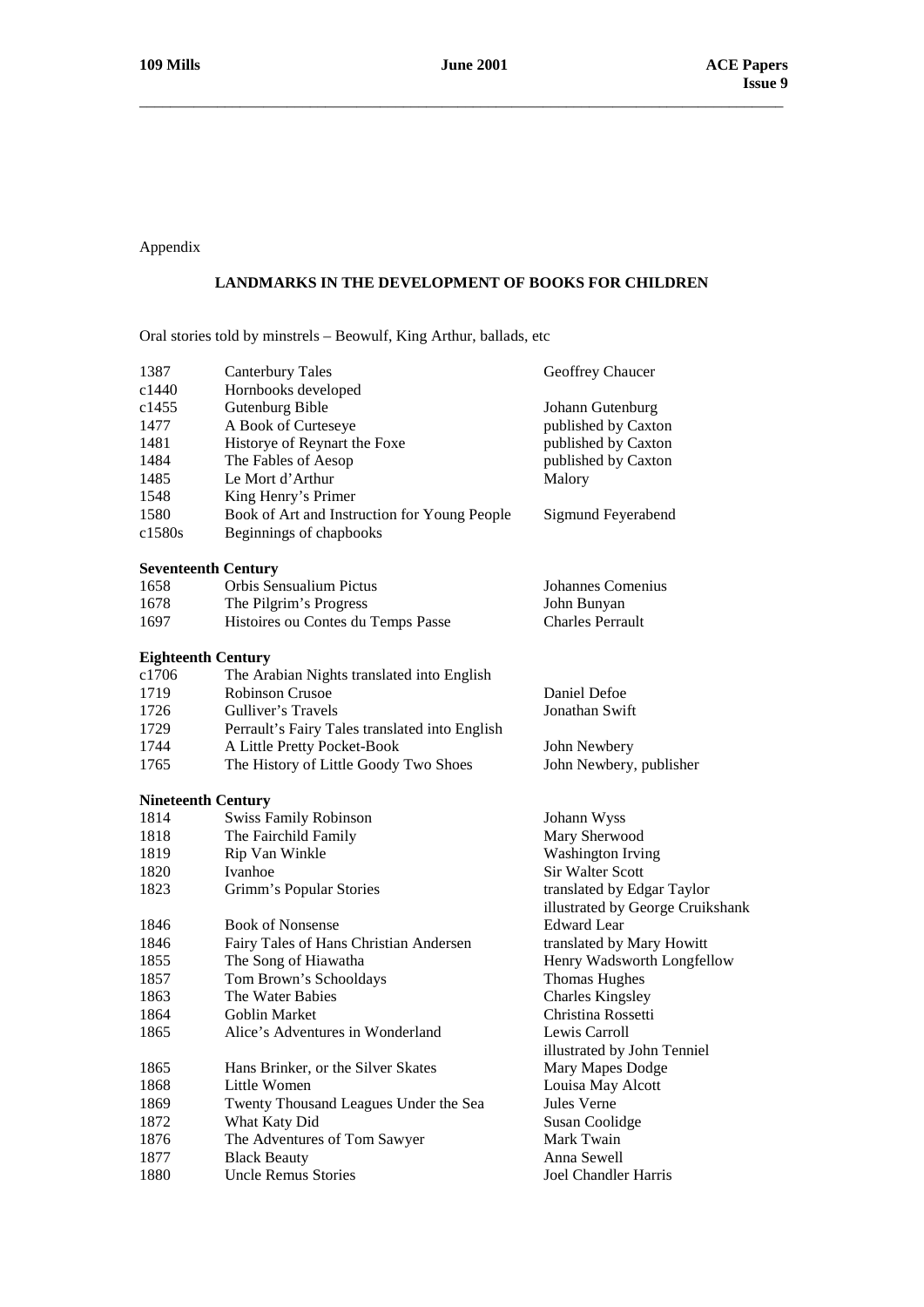Appendix

## LANDMARKS IN THE DEVELOPMENT OF BOOKS FOR CHILDREN

Oral stories told by minstrels – Beowulf, King Arthur, ballads, etc

| | | |
|---|---|---|
| 1387 | Canterbury Tales | Geoffrey Chaucer |
| c1440 | Hornbooks developed | |
| c1455 | Gutenburg Bible | Johann Gutenburg |
| 1477 | A Book of Curteseye | published by Caxton |
| 1481 | Historye of Reynart the Foxe | published by Caxton |
| 1484 | The Fables of Aesop | published by Caxton |
| 1485 | Le Mort d'Arthur | Malory |
| 1548 | King Henry's Primer | |
| 1580 | Book of Art and Instruction for Young People | Sigmund Feyerabend |
| c1580s | Beginnings of chapbooks | |

**Seventeenth Century**

| | | |
|---|---|---|
| 1658 | Orbis Sensualium Pictus | Johannes Comenius |
| 1678 | The Pilgrim's Progress | John Bunyan |
| 1697 | Histoires ou Contes du Temps Passe | Charles Perrault |

**Eighteenth Century**

| | | |
|---|---|---|
| c1706 | The Arabian Nights translated into English | |
| 1719 | Robinson Crusoe | Daniel Defoe |
| 1726 | Gulliver's Travels | Jonathan Swift |
| 1729 | Perrault's Fairy Tales translated into English | |
| 1744 | A Little Pretty Pocket-Book | John Newbery |
| 1765 | The History of Little Goody Two Shoes | John Newbery, publisher |

**Nineteenth Century**

| | | |
|---|---|---|
| 1814 | Swiss Family Robinson | Johann Wyss |
| 1818 | The Fairchild Family | Mary Sherwood |
| 1819 | Rip Van Winkle | Washington Irving |
| 1820 | Ivanhoe | Sir Walter Scott |
| 1823 | Grimm's Popular Stories | translated by Edgar Taylor illustrated by George Cruikshank |
| 1846 | Book of Nonsense | Edward Lear |
| 1846 | Fairy Tales of Hans Christian Andersen | translated by Mary Howitt |
| 1855 | The Song of Hiawatha | Henry Wadsworth Longfellow |
| 1857 | Tom Brown's Schooldays | Thomas Hughes |
| 1863 | The Water Babies | Charles Kingsley |
| 1864 | Goblin Market | Christina Rossetti |
| 1865 | Alice's Adventures in Wonderland | Lewis Carroll illustrated by John Tenniel |
| 1865 | Hans Brinker, or the Silver Skates | Mary Mapes Dodge |
| 1868 | Little Women | Louisa May Alcott |
| 1869 | Twenty Thousand Leagues Under the Sea | Jules Verne |
| 1872 | What Katy Did | Susan Coolidge |
| 1876 | The Adventures of Tom Sawyer | Mark Twain |
| 1877 | Black Beauty | Anna Sewell |
| 1880 | Uncle Remus Stories | Joel Chandler Harris |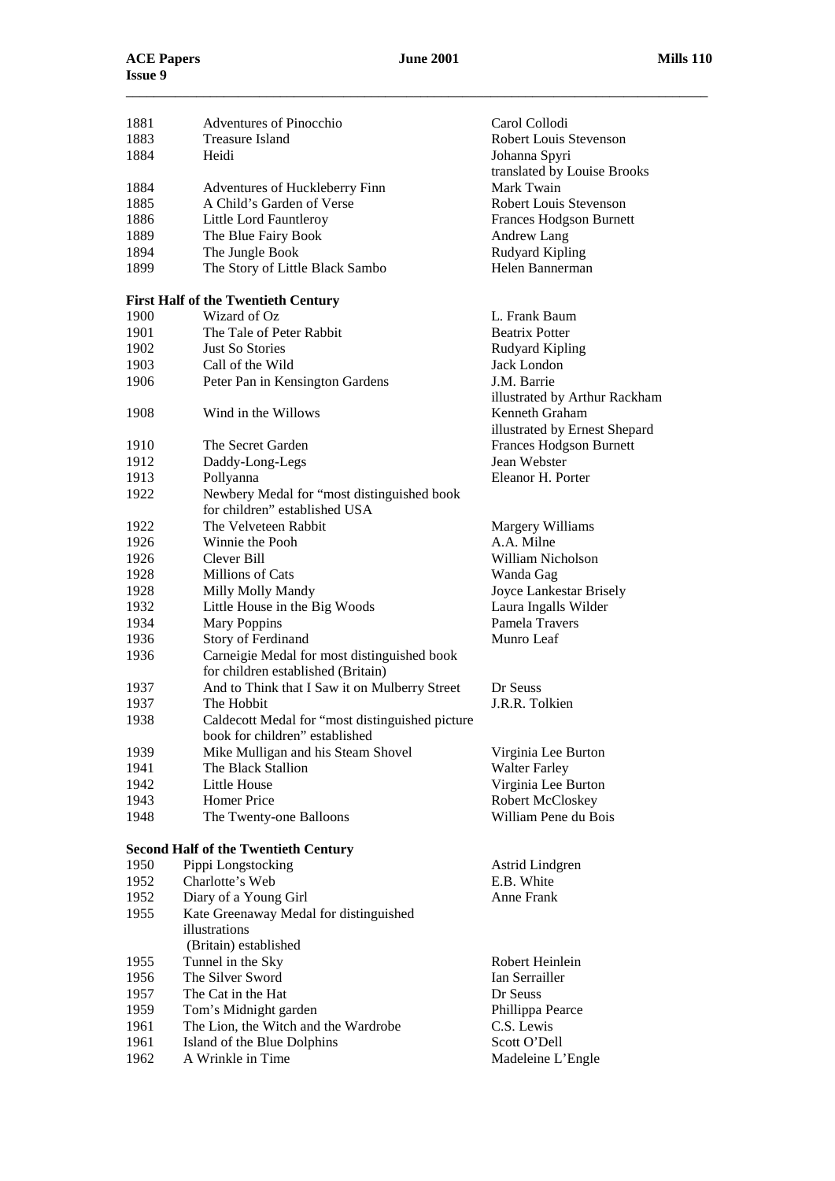| | | |
|---|---|---|
| 1881 | Adventures of Pinocchio | Carol Collodi |
| 1883 | Treasure Island | Robert Louis Stevenson |
| 1884 | Heidi | Johanna Spyri<br>translated by Louise Brooks |
| 1884 | Adventures of Huckleberry Finn | Mark Twain |
| 1885 | A Child's Garden of Verse | Robert Louis Stevenson |
| 1886 | Little Lord Fauntleroy | Frances Hodgson Burnett |
| 1889 | The Blue Fairy Book | Andrew Lang |
| 1894 | The Jungle Book | Rudyard Kipling |
| 1899 | The Story of Little Black Sambo | Helen Bannerman |

**First Half of the Twentieth Century**

| | | |
|---|---|---|
| 1900 | Wizard of Oz | L. Frank Baum |
| 1901 | The Tale of Peter Rabbit | Beatrix Potter |
| 1902 | Just So Stories | Rudyard Kipling |
| 1903 | Call of the Wild | Jack London |
| 1906 | Peter Pan in Kensington Gardens | J.M. Barrie<br>illustrated by Arthur Rackham |
| 1908 | Wind in the Willows | Kenneth Graham<br>illustrated by Ernest Shepard |
| 1910 | The Secret Garden | Frances Hodgson Burnett |
| 1912 | Daddy-Long-Legs | Jean Webster |
| 1913 | Pollyanna | Eleanor H. Porter |
| 1922 | Newbery Medal for "most distinguished book for children" established USA | |
| 1922 | The Velveteen Rabbit | Margery Williams |
| 1926 | Winnie the Pooh | A.A. Milne |
| 1926 | Clever Bill | William Nicholson |
| 1928 | Millions of Cats | Wanda Gag |
| 1928 | Milly Molly Mandy | Joyce Lankestar Brisely |
| 1932 | Little House in the Big Woods | Laura Ingalls Wilder |
| 1934 | Mary Poppins | Pamela Travers |
| 1936 | Story of Ferdinand | Munro Leaf |
| 1936 | Carneigie Medal for most distinguished book for children established (Britain) | |
| 1937 | And to Think that I Saw it on Mulberry Street | Dr Seuss |
| 1937 | The Hobbit | J.R.R. Tolkien |
| 1938 | Caldecott Medal for "most distinguished picture book for children" established | |
| 1939 | Mike Mulligan and his Steam Shovel | Virginia Lee Burton |
| 1941 | The Black Stallion | Walter Farley |
| 1942 | Little House | Virginia Lee Burton |
| 1943 | Homer Price | Robert McCloskey |
| 1948 | The Twenty-one Balloons | William Pene du Bois |

**Second Half of the Twentieth Century**

| | | |
|---|---|---|
| 1950 | Pippi Longstocking | Astrid Lindgren |
| 1952 | Charlotte's Web | E.B. White |
| 1952 | Diary of a Young Girl | Anne Frank |
| 1955 | Kate Greenaway Medal for distinguished illustrations (Britain) established | |
| 1955 | Tunnel in the Sky | Robert Heinlein |
| 1956 | The Silver Sword | Ian Serrailler |
| 1957 | The Cat in the Hat | Dr Seuss |
| 1959 | Tom's Midnight garden | Phillippa Pearce |
| 1961 | The Lion, the Witch and the Wardrobe | C.S. Lewis |
| 1961 | Island of the Blue Dolphins | Scott O'Dell |
| 1962 | A Wrinkle in Time | Madeleine L'Engle |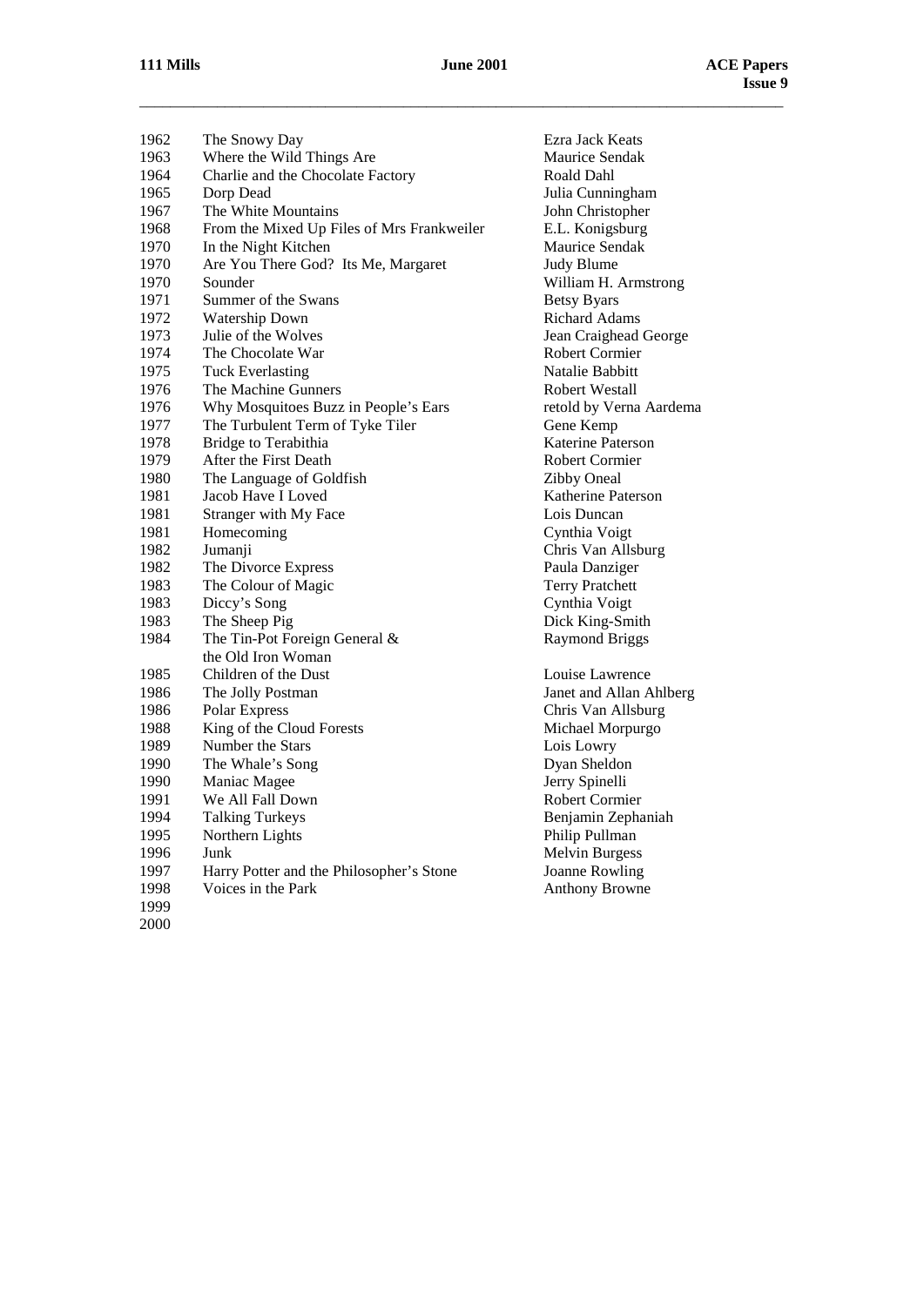| | | |
|---|---|---|
| 1962 | The Snowy Day | Ezra Jack Keats |
| 1963 | Where the Wild Things Are | Maurice Sendak |
| 1964 | Charlie and the Chocolate Factory | Roald Dahl |
| 1965 | Dorp Dead | Julia Cunningham |
| 1967 | The White Mountains | John Christopher |
| 1968 | From the Mixed Up Files of Mrs Frankweiler | E.L. Konigsburg |
| 1970 | In the Night Kitchen | Maurice Sendak |
| 1970 | Are You There God? Its Me, Margaret | Judy Blume |
| 1970 | Sounder | William H. Armstrong |
| 1971 | Summer of the Swans | Betsy Byars |
| 1972 | Watership Down | Richard Adams |
| 1973 | Julie of the Wolves | Jean Craighead George |
| 1974 | The Chocolate War | Robert Cormier |
| 1975 | Tuck Everlasting | Natalie Babbitt |
| 1976 | The Machine Gunners | Robert Westall |
| 1976 | Why Mosquitoes Buzz in People's Ears | retold by Verna Aardema |
| 1977 | The Turbulent Term of Tyke Tiler | Gene Kemp |
| 1978 | Bridge to Terabithia | Katerine Paterson |
| 1979 | After the First Death | Robert Cormier |
| 1980 | The Language of Goldfish | Zibby Oneal |
| 1981 | Jacob Have I Loved | Katherine Paterson |
| 1981 | Stranger with My Face | Lois Duncan |
| 1981 | Homecoming | Cynthia Voigt |
| 1982 | Jumanji | Chris Van Allsburg |
| 1982 | The Divorce Express | Paula Danziger |
| 1983 | The Colour of Magic | Terry Pratchett |
| 1983 | Diccy's Song | Cynthia Voigt |
| 1983 | The Sheep Pig | Dick King-Smith |
| 1984 | The Tin-Pot Foreign General & the Old Iron Woman | Raymond Briggs |
| 1985 | Children of the Dust | Louise Lawrence |
| 1986 | The Jolly Postman | Janet and Allan Ahlberg |
| 1986 | Polar Express | Chris Van Allsburg |
| 1988 | King of the Cloud Forests | Michael Morpurgo |
| 1989 | Number the Stars | Lois Lowry |
| 1990 | The Whale's Song | Dyan Sheldon |
| 1990 | Maniac Magee | Jerry Spinelli |
| 1991 | We All Fall Down | Robert Cormier |
| 1994 | Talking Turkeys | Benjamin Zephaniah |
| 1995 | Northern Lights | Philip Pullman |
| 1996 | Junk | Melvin Burgess |
| 1997 | Harry Potter and the Philosopher's Stone | Joanne Rowling |
| 1998 | Voices in the Park | Anthony Browne |
| 1999 | | |
| 2000 | | |